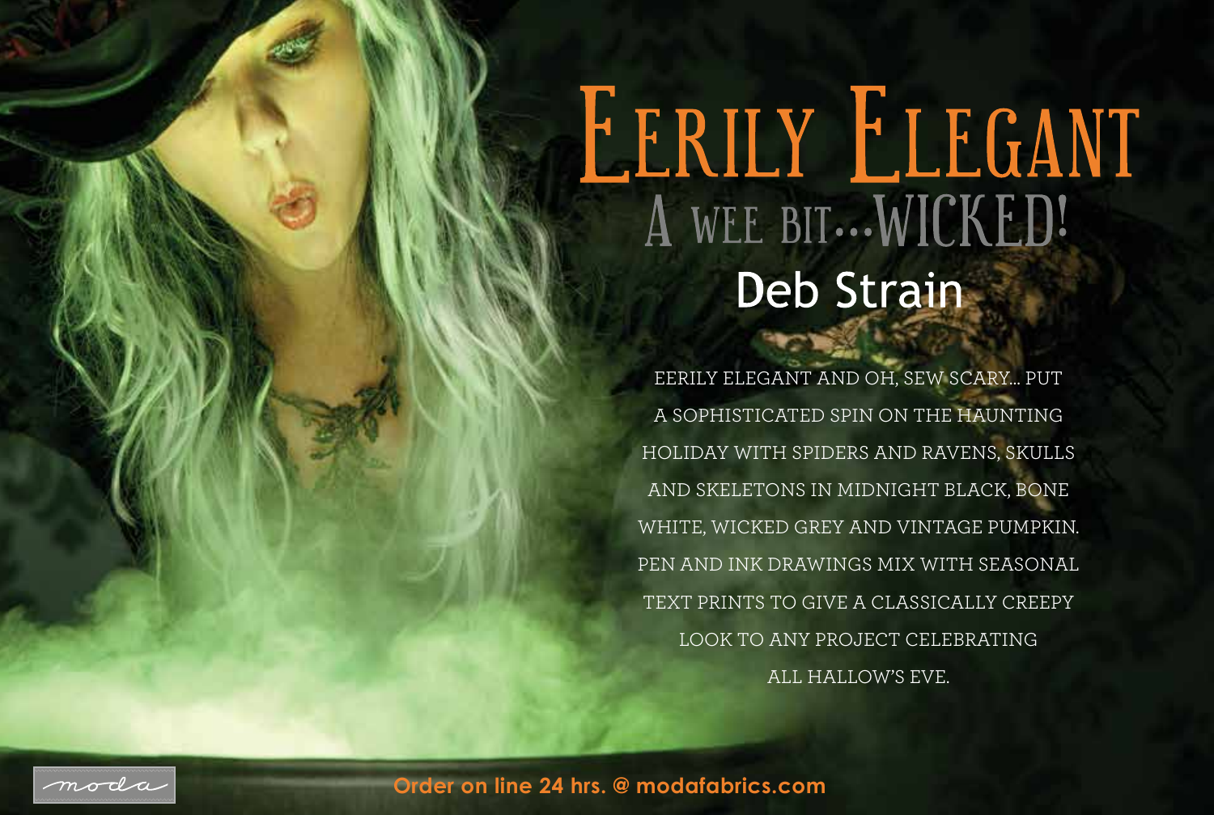# Eerily Elegant

## A wee bit...Wicked!

### Deb Strain

EERILY ELEGANT AND OH, SEW SCARY... PUT A SOPHISTICATED SPIN ON THE HAUNTING HOLIDAY WITH SPIDERS AND RAVENS, SKULLS AND SKELETONS IN MIDNIGHT BLACK, BONE WHITE, WICKED GREY AND VINTAGE PUMPKIN. PEN AND INK DRAWINGS MIX WITH SEASONAL TEXT PRINTS TO GIVE A CLASSICALLY CREEPY LOOK TO ANY PROJECT CELEBRATING ALL HALLOW'S EVE.

moda

**Order on line 24 hrs. @ modafabrics.com**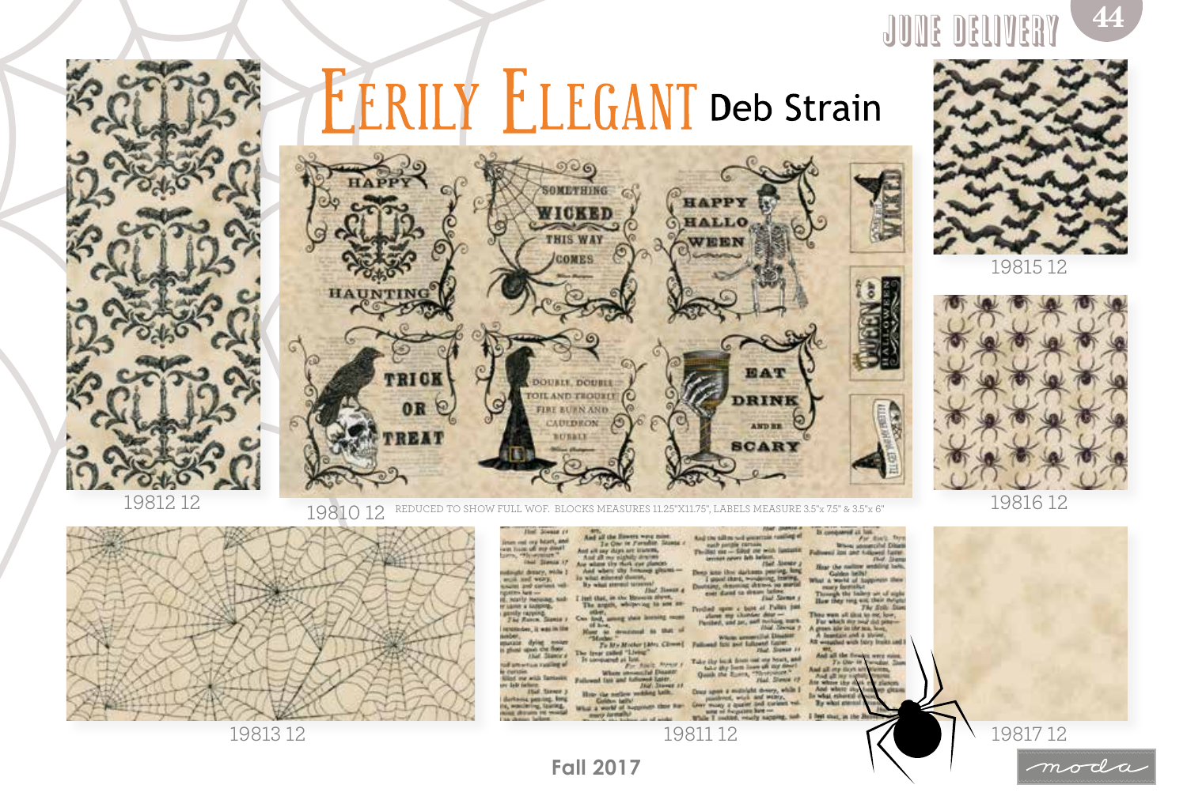JUNE DELIVERY

# EERILY ELEGANT Deb Strain

19812 12

19810 12 REDUCED TO SHOW FULL WOF. BLOCKS MEASURES 11.25"X11.75", LABELS MEASURE 3.5"x 7.5" & 3.5"x 6"

19815 12

19816 12

19813 12

19811 12

19817 12

Fall 2017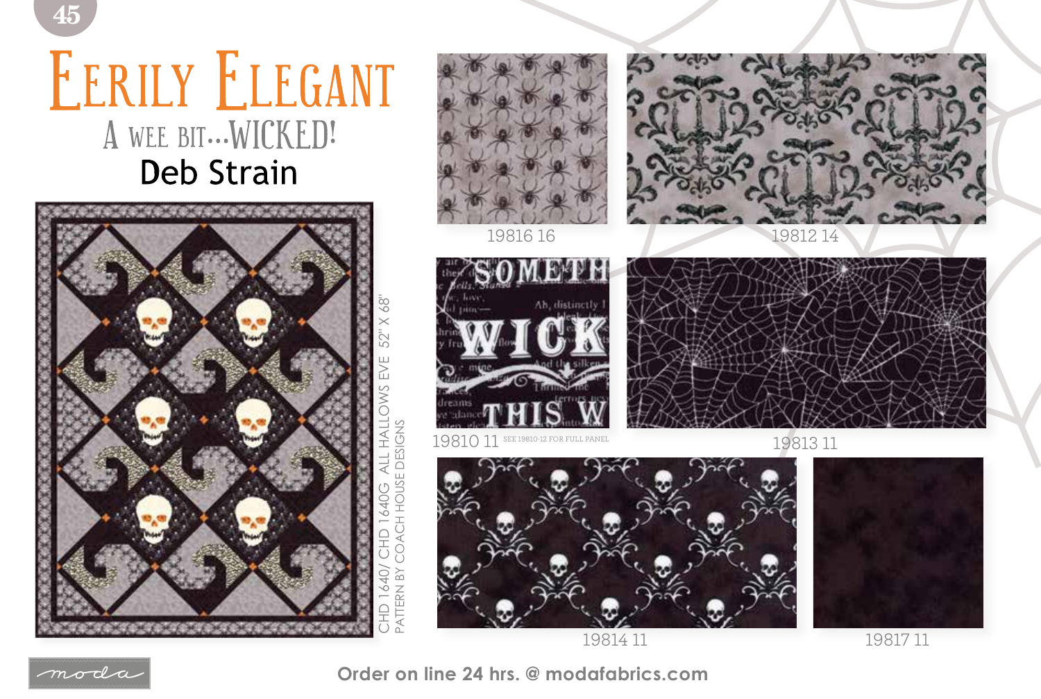# Eerily Elegant

## A wee bit...Wicked!

## Deb Strain

CHD 1640/ CHD 1640G ALL HALLOWS EVE 52" X 68"
PATTERN BY COACH HOUSE DESIGNS

19816 16

19812 14

19810 11 SEE 19810-12 FOR FULL PANEL

19813 11

19814 11

19817 11

Order on line 24 hrs. @ modafabrics.com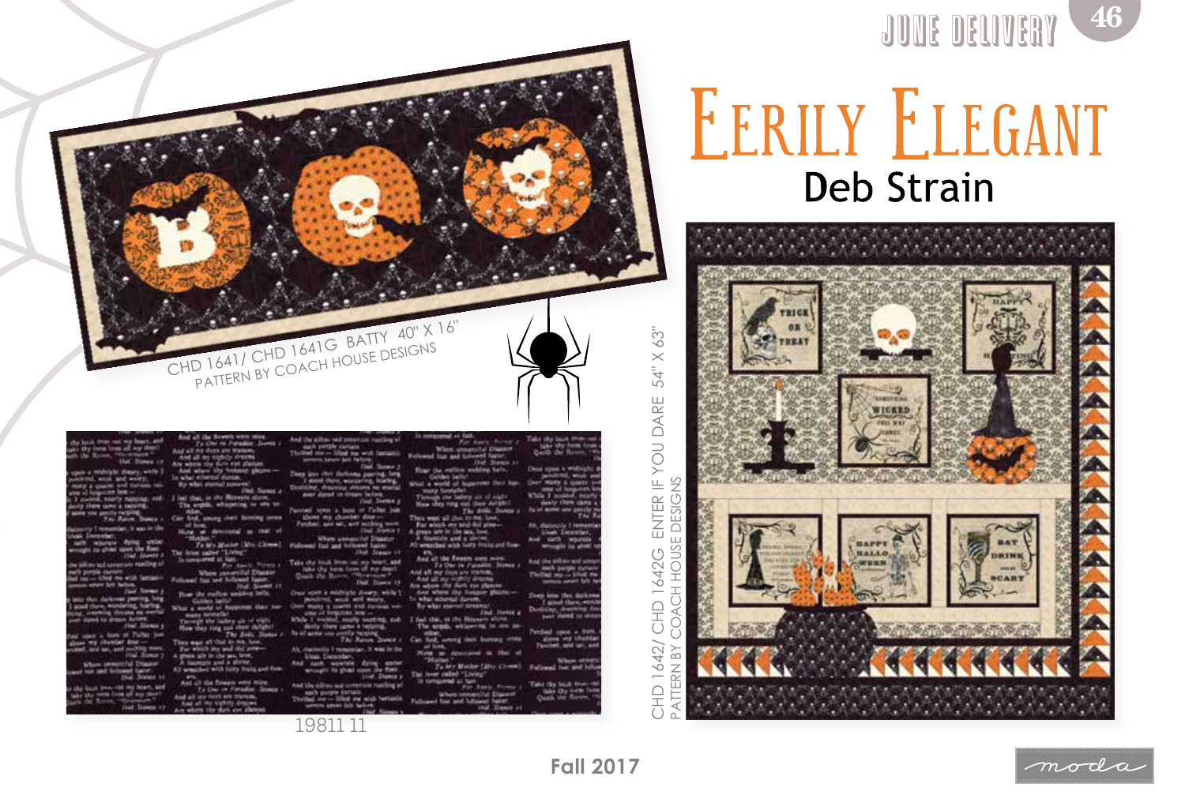JUNE DELIVERY

# Eerily Elegant

## Deb Strain

CHD 1641/ CHD 1641G BATTY 40" X 16"
PATTERN BY COACH HOUSE DESIGNS

19811 11

CHD 1642/ CHD 1642G ENTER IF YOU DARE 54" X 63"
PATTERN BY COACH HOUSE DESIGNS

Fall 2017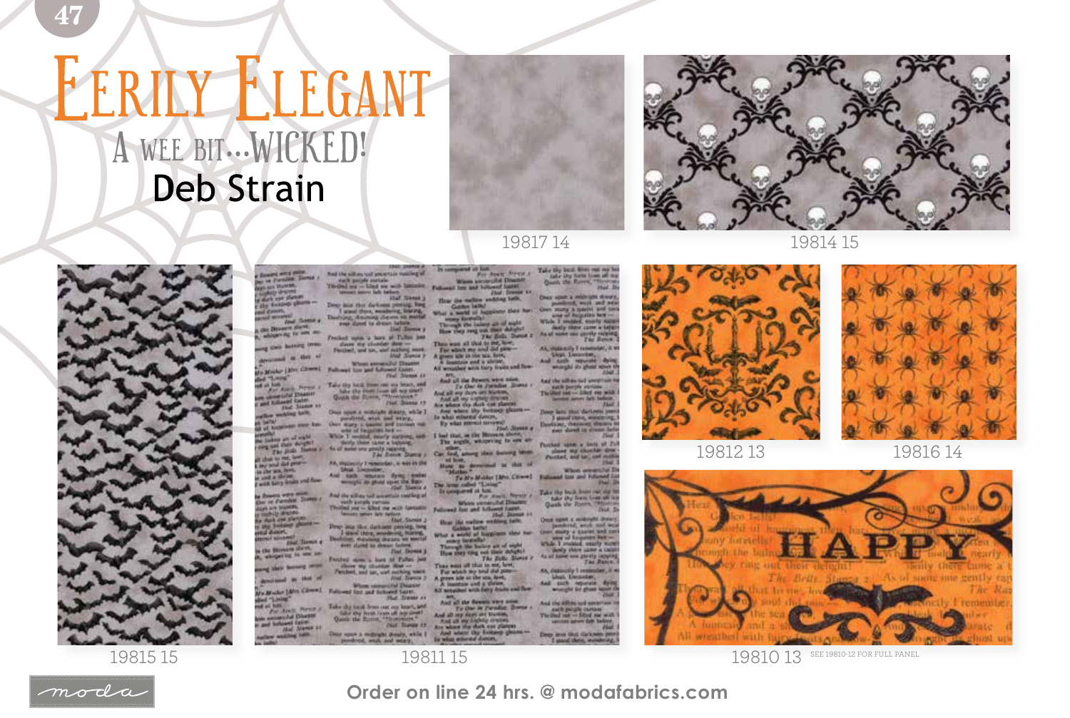# Eerily Elegant

## A wee bit...Wicked!

## Deb Strain

19817 14

19814 15

19815 15

19811 15

19812 13

19816 14

19810 13 SEE 19810-12 FOR FULL PANEL

Order on line 24 hrs. @ modafabrics.com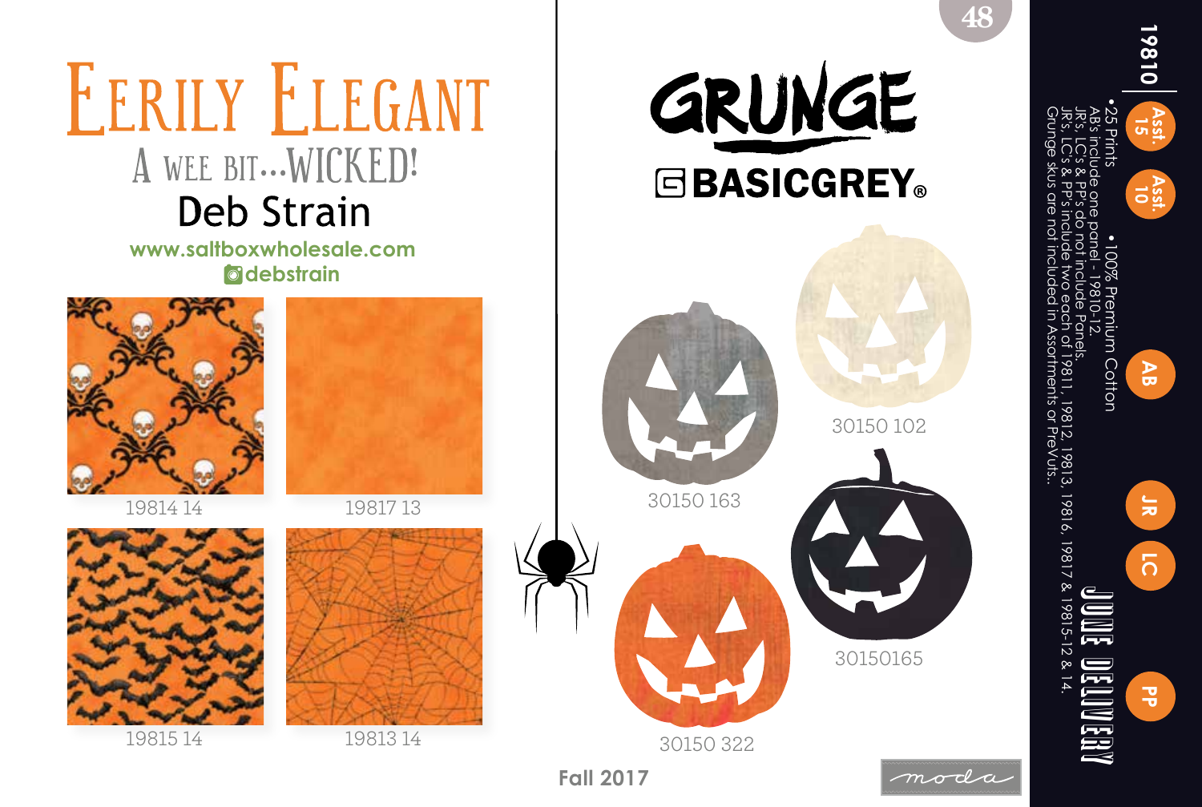# Eerily Elegant

## A wee bit...Wicked!

## Deb Strain

**www.saltboxwholesale.com**

**debstrain**

19814 14

19817 13

19815 14

19813 14

# GRUNGE

**BASICGREY®**

30150 163

30150 102

30150 322

30150165

**Fall 2017**

moda

**19810**

Asst. 15

Asst. 10

AB

JR

LC

PP

• 25 Prints • 100% Premium Cotton

AB's include one panel - 19810-12.

JR's, LC's & PP's do not include Panels.

JR's, LC's & PP's include two each of 19811, 19812, 19813, 19816, 19817 & 19815-12 & 14.

Grunge skus are not included in Assortments or PreVuts..

June Delivery